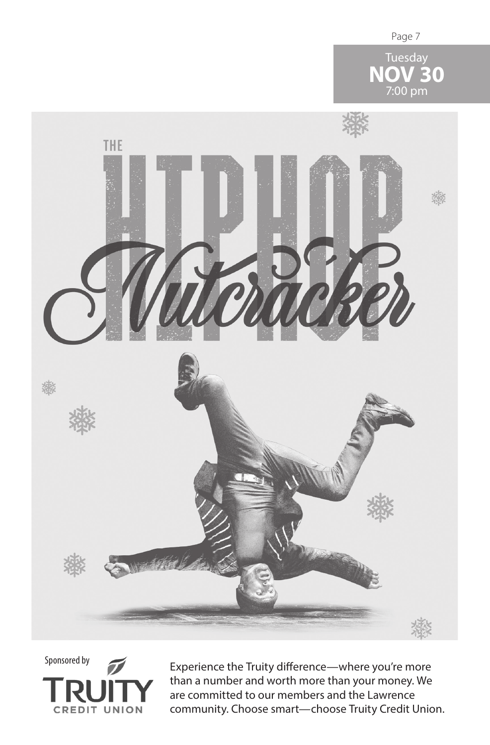Tuesday
**NOV 30**
7:00 pm

# THE HIP HOP *Nutcracker*

Sponsored by

TRUITY CREDIT UNION

Experience the Truity difference—where you're more than a number and worth more than your money. We are committed to our members and the Lawrence community. Choose smart—choose Truity Credit Union.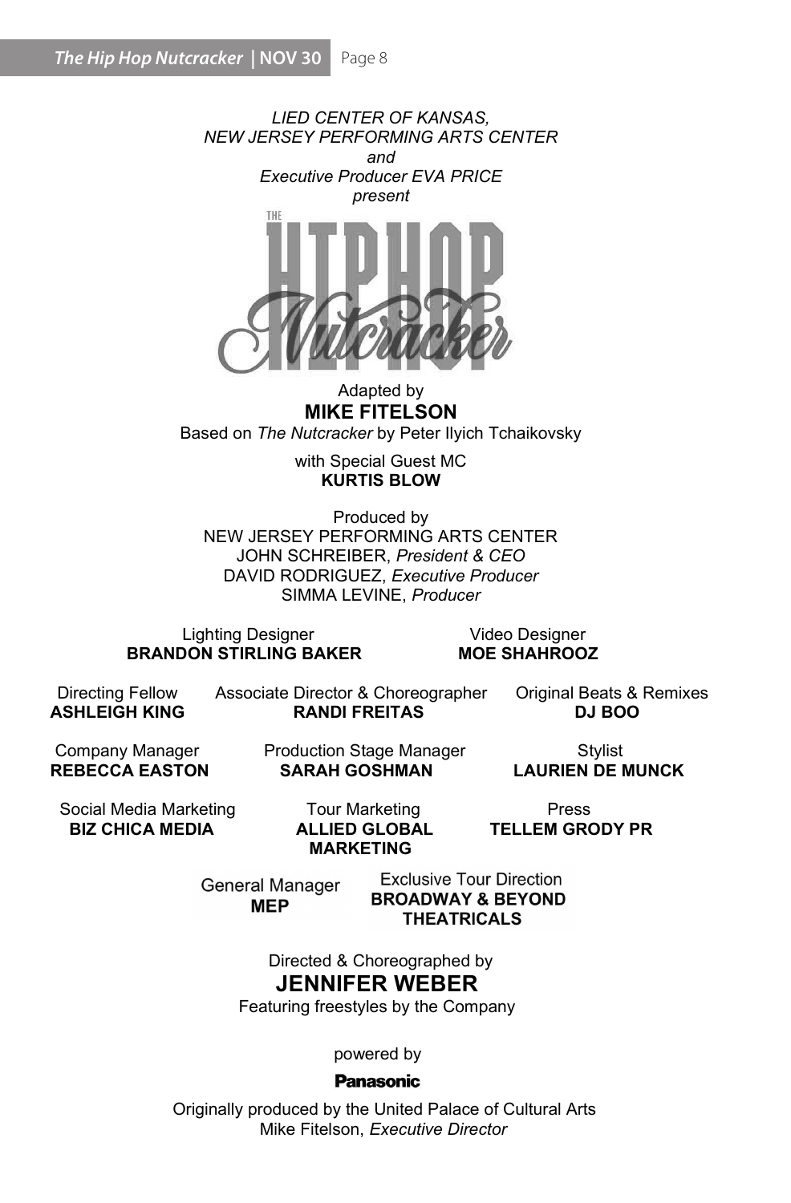*LIED CENTER OF KANSAS,*
*NEW JERSEY PERFORMING ARTS CENTER*
*and*
*Executive Producer EVA PRICE*
*present*

# THE HIP HOP Nutcracker

Adapted by
**MIKE FITELSON**
Based on *The Nutcracker* by Peter Ilyich Tchaikovsky

with Special Guest MC
**KURTIS BLOW**

Produced by
NEW JERSEY PERFORMING ARTS CENTER
JOHN SCHREIBER, *President & CEO*
DAVID RODRIGUEZ, *Executive Producer*
SIMMA LEVINE, *Producer*

Lighting Designer
**BRANDON STIRLING BAKER**

Video Designer
**MOE SHAHROOZ**

Directing Fellow
**ASHLEIGH KING**

Associate Director & Choreographer
**RANDI FREITAS**

Original Beats & Remixes
**DJ BOO**

Company Manager
**REBECCA EASTON**

Production Stage Manager
**SARAH GOSHMAN**

Stylist
**LAURIEN DE MUNCK**

Social Media Marketing
**BIZ CHICA MEDIA**

Tour Marketing
**ALLIED GLOBAL MARKETING**

Press
**TELLEM GRODY PR**

General Manager
**MEP**

Exclusive Tour Direction
**BROADWAY & BEYOND THEATRICALS**

Directed & Choreographed by
**JENNIFER WEBER**
Featuring freestyles by the Company

powered by
**Panasonic**

Originally produced by the United Palace of Cultural Arts
Mike Fitelson, *Executive Director*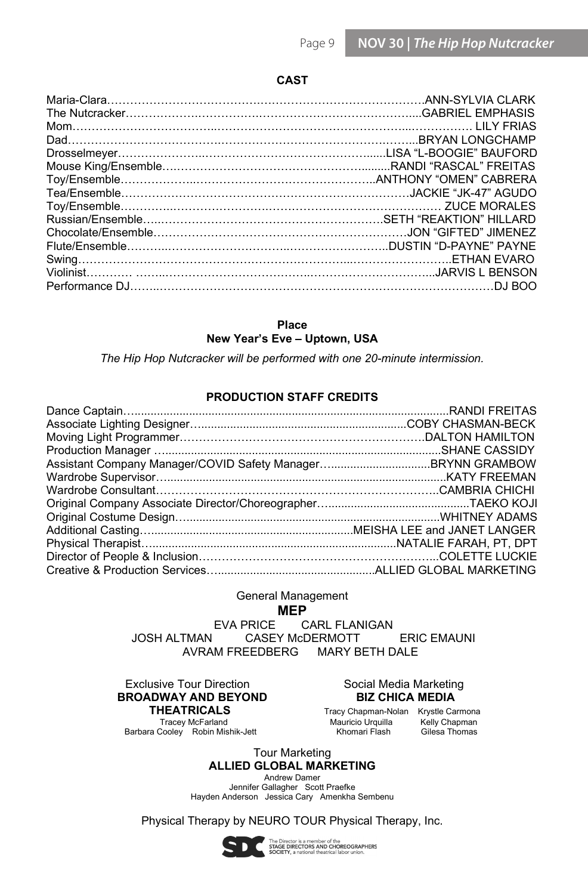## CAST

Maria-Clara……………………………………………………………………….ANN-SYLVIA CLARK
The Nutcracker…………………………………………………………………....GABRIEL EMPHASIS
Mom…………………………………………………………………………………… LILY FRIAS
Dad……………………………………………………………………………...BRYAN LONGCHAMP
Drosselmeyer………………………………………………………......LISA "L-BOOGIE" BAUFORD
Mouse King/Ensemble…………………………………………..........RANDI "RASCAL" FREITAS
Toy/Ensemble……………………………………………………..ANTHONY "OMEN" CABRERA
Tea/Ensemble………………………………………………………………JACKIE "JK-47" AGUDO
Toy/Ensemble……………………………………………………………………… ZUCE MORALES
Russian/Ensemble……………………………………………………SETH "REAKTION" HILLARD
Chocolate/Ensemble…………………………………………………………JON "GIFTED" JIMENEZ
Flute/Ensemble……………………………………………………..DUSTIN "D-PAYNE" PAYNE
Swing……………………………………………………………………………………..ETHAN EVARO
Violinist………… …………………………………………………………………...JARVIS L BENSON
Performance DJ……………………………………………………………………………………DJ BOO

**Place**
**New Year's Eve – Uptown, USA**

*The Hip Hop Nutcracker will be performed with one 20-minute intermission.*

## PRODUCTION STAFF CREDITS

Dance Captain…..........................................................................................RANDI FREITAS
Associate Lighting Designer….........................................................COBY CHASMAN-BECK
Moving Light Programmer……………………………………………………DALTON HAMILTON
Production Manager ….........................................................................SHANE CASSIDY
Assistant Company Manager/COVID Safety Manager…..............................BRYNN GRAMBOW
Wardrobe Supervisor….............................................................................KATY FREEMAN
Wardrobe Consultant……………………………………………………………..CAMBRIA CHICHI
Original Company Associate Director/Choreographer…............................................TAEKO KOJI
Original Costume Design….......................................................................WHITNEY ADAMS
Additional Casting…..............................................................MEISHA LEE and JANET LANGER
Physical Therapist…..........................................................................NATALIE FARAH, PT, DPT
Director of People & Inclusion……………………………………………………...COLETTE LUCKIE
Creative & Production Services…...............................................ALLIED GLOBAL MARKETING

General Management
**MEP**
EVA PRICE CARL FLANIGAN
JOSH ALTMAN CASEY McDERMOTT ERIC EMAUNI
AVRAM FREEDBERG MARY BETH DALE

Exclusive Tour Direction
**BROADWAY AND BEYOND THEATRICALS**
Tracey McFarland
Barbara Cooley Robin Mishik-Jett

Social Media Marketing
**BIZ CHICA MEDIA**
Tracy Chapman-Nolan Krystle Carmona
Mauricio Urquilla Kelly Chapman
Khomari Flash Gilesa Thomas

Tour Marketing
**ALLIED GLOBAL MARKETING**
Andrew Damer
Jennifer Gallagher Scott Praefke
Hayden Anderson Jessica Cary Amenkha Sembenu

Physical Therapy by NEURO TOUR Physical Therapy, Inc.

The Director is a member of the STAGE DIRECTORS AND CHOREOGRAPHERS SOCIETY, a national theatrical labor union.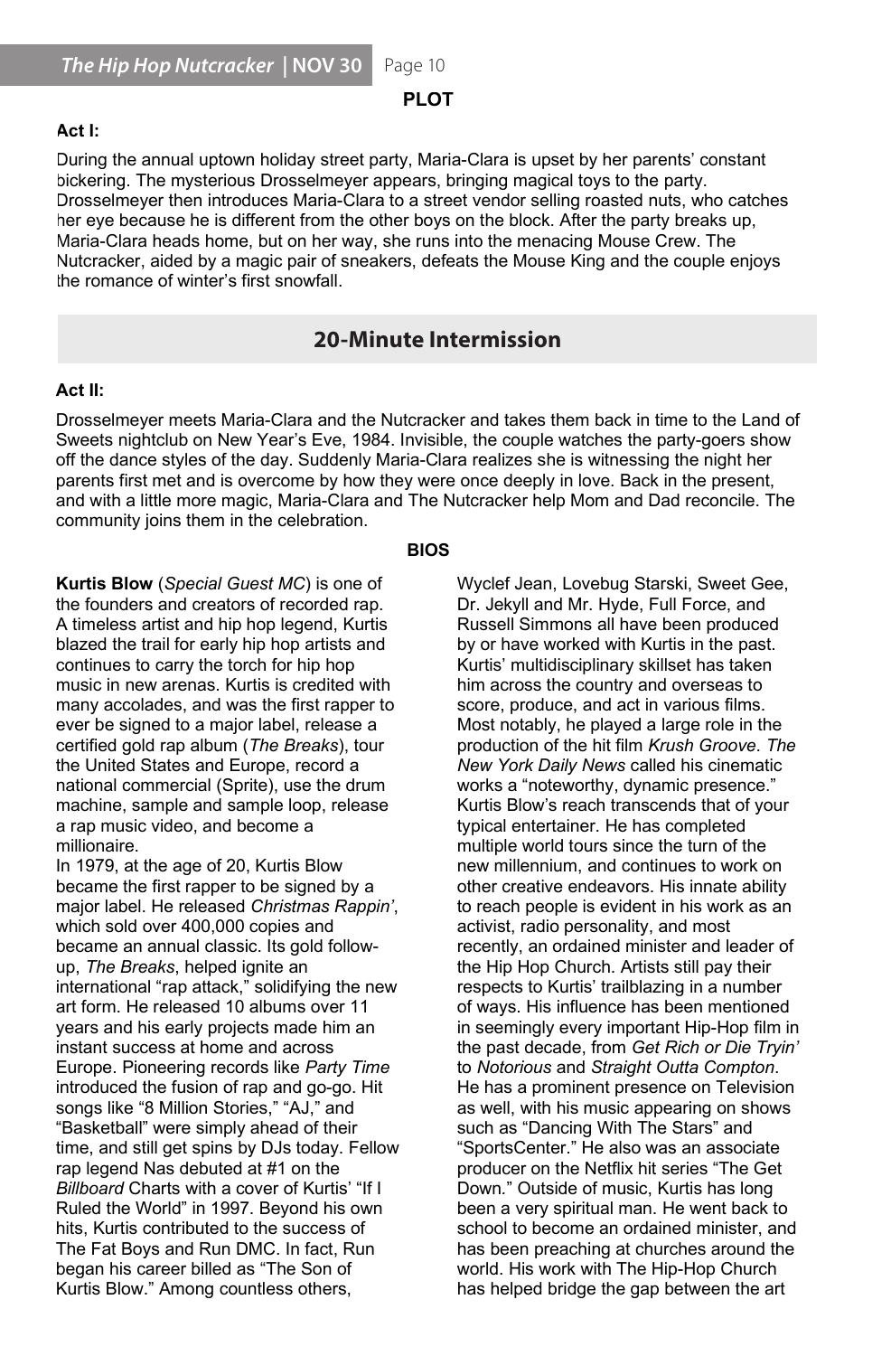## PLOT

**Act I:**

During the annual uptown holiday street party, Maria-Clara is upset by her parents' constant bickering. The mysterious Drosselmeyer appears, bringing magical toys to the party. Drosselmeyer then introduces Maria-Clara to a street vendor selling roasted nuts, who catches her eye because he is different from the other boys on the block. After the party breaks up, Maria-Clara heads home, but on her way, she runs into the menacing Mouse Crew. The Nutcracker, aided by a magic pair of sneakers, defeats the Mouse King and the couple enjoys the romance of winter's first snowfall.

### 20-Minute Intermission

**Act II:**

Drosselmeyer meets Maria-Clara and the Nutcracker and takes them back in time to the Land of Sweets nightclub on New Year's Eve, 1984. Invisible, the couple watches the party-goers show off the dance styles of the day. Suddenly Maria-Clara realizes she is witnessing the night her parents first met and is overcome by how they were once deeply in love. Back in the present, and with a little more magic, Maria-Clara and The Nutcracker help Mom and Dad reconcile. The community joins them in the celebration.

## BIOS

**Kurtis Blow** (*Special Guest MC*) is one of the founders and creators of recorded rap. A timeless artist and hip hop legend, Kurtis blazed the trail for early hip hop artists and continues to carry the torch for hip hop music in new arenas. Kurtis is credited with many accolades, and was the first rapper to ever be signed to a major label, release a certified gold rap album (*The Breaks*), tour the United States and Europe, record a national commercial (Sprite), use the drum machine, sample and sample loop, release a rap music video, and become a millionaire.

In 1979, at the age of 20, Kurtis Blow became the first rapper to be signed by a major label. He released *Christmas Rappin'*, which sold over 400,000 copies and became an annual classic. Its gold follow-up, *The Breaks*, helped ignite an international "rap attack," solidifying the new art form. He released 10 albums over 11 years and his early projects made him an instant success at home and across Europe. Pioneering records like *Party Time* introduced the fusion of rap and go-go. Hit songs like "8 Million Stories," "AJ," and "Basketball" were simply ahead of their time, and still get spins by DJs today. Fellow rap legend Nas debuted at #1 on the *Billboard* Charts with a cover of Kurtis' "If I Ruled the World" in 1997. Beyond his own hits, Kurtis contributed to the success of The Fat Boys and Run DMC. In fact, Run began his career billed as "The Son of Kurtis Blow." Among countless others, Wyclef Jean, Lovebug Starski, Sweet Gee, Dr. Jekyll and Mr. Hyde, Full Force, and Russell Simmons all have been produced by or have worked with Kurtis in the past. Kurtis' multidisciplinary skillset has taken him across the country and overseas to score, produce, and act in various films. Most notably, he played a large role in the production of the hit film *Krush Groove*. *The New York Daily News* called his cinematic works a "noteworthy, dynamic presence." Kurtis Blow's reach transcends that of your typical entertainer. He has completed multiple world tours since the turn of the new millennium, and continues to work on other creative endeavors. His innate ability to reach people is evident in his work as an activist, radio personality, and most recently, an ordained minister and leader of the Hip Hop Church. Artists still pay their respects to Kurtis' trailblazing in a number of ways. His influence has been mentioned in seemingly every important Hip-Hop film in the past decade, from *Get Rich or Die Tryin'* to *Notorious* and *Straight Outta Compton*. He has a prominent presence on Television as well, with his music appearing on shows such as "Dancing With The Stars" and "SportsCenter." He also was an associate producer on the Netflix hit series "The Get Down." Outside of music, Kurtis has long been a very spiritual man. He went back to school to become an ordained minister, and has been preaching at churches around the world. His work with The Hip-Hop Church has helped bridge the gap between the art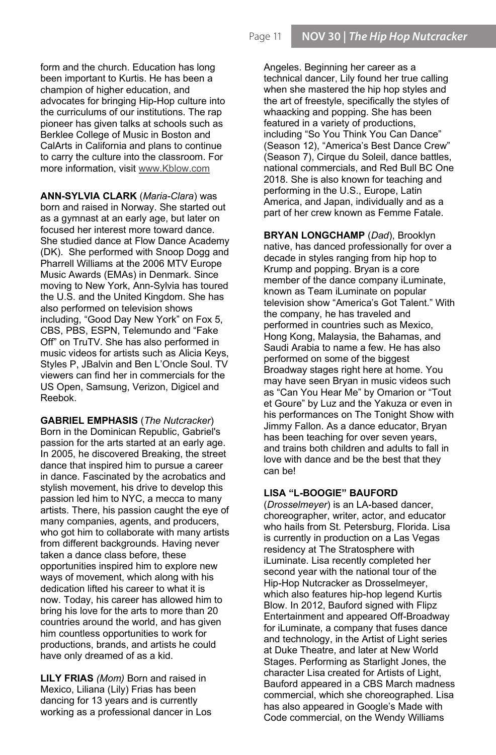form and the church. Education has long been important to Kurtis. He has been a champion of higher education, and advocates for bringing Hip-Hop culture into the curriculums of our institutions. The rap pioneer has given talks at schools such as Berklee College of Music in Boston and CalArts in California and plans to continue to carry the culture into the classroom. For more information, visit www.Kblow.com

**ANN-SYLVIA CLARK** (*Maria-Clara*) was born and raised in Norway. She started out as a gymnast at an early age, but later on focused her interest more toward dance. She studied dance at Flow Dance Academy (DK). She performed with Snoop Dogg and Pharrell Williams at the 2006 MTV Europe Music Awards (EMAs) in Denmark. Since moving to New York, Ann-Sylvia has toured the U.S. and the United Kingdom. She has also performed on television shows including, "Good Day New York" on Fox 5, CBS, PBS, ESPN, Telemundo and "Fake Off" on TruTV. She has also performed in music videos for artists such as Alicia Keys, Styles P, JBalvin and Ben L'Oncle Soul. TV viewers can find her in commercials for the US Open, Samsung, Verizon, Digicel and Reebok.

**GABRIEL EMPHASIS** (*The Nutcracker*) Born in the Dominican Republic, Gabriel's passion for the arts started at an early age. In 2005, he discovered Breaking, the street dance that inspired him to pursue a career in dance. Fascinated by the acrobatics and stylish movement, his drive to develop this passion led him to NYC, a mecca to many artists. There, his passion caught the eye of many companies, agents, and producers, who got him to collaborate with many artists from different backgrounds. Having never taken a dance class before, these opportunities inspired him to explore new ways of movement, which along with his dedication lifted his career to what it is now. Today, his career has allowed him to bring his love for the arts to more than 20 countries around the world, and has given him countless opportunities to work for productions, brands, and artists he could have only dreamed of as a kid.

**LILY FRIAS** *(Mom)* Born and raised in Mexico, Liliana (Lily) Frias has been dancing for 13 years and is currently working as a professional dancer in Los Angeles. Beginning her career as a technical dancer, Lily found her true calling when she mastered the hip hop styles and the art of freestyle, specifically the styles of whaacking and popping. She has been featured in a variety of productions, including "So You Think You Can Dance" (Season 12), "America's Best Dance Crew" (Season 7), Cirque du Soleil, dance battles, national commercials, and Red Bull BC One 2018. She is also known for teaching and performing in the U.S., Europe, Latin America, and Japan, individually and as a part of her crew known as Femme Fatale.

**BRYAN LONGCHAMP** (*Dad*), Brooklyn native, has danced professionally for over a decade in styles ranging from hip hop to Krump and popping. Bryan is a core member of the dance company iLuminate, known as Team iLuminate on popular television show "America's Got Talent." With the company, he has traveled and performed in countries such as Mexico, Hong Kong, Malaysia, the Bahamas, and Saudi Arabia to name a few. He has also performed on some of the biggest Broadway stages right here at home. You may have seen Bryan in music videos such as "Can You Hear Me" by Omarion or "Tout et Goure" by Luz and the Yakuza or even in his performances on The Tonight Show with Jimmy Fallon. As a dance educator, Bryan has been teaching for over seven years, and trains both children and adults to fall in love with dance and be the best that they can be!

**LISA "L-BOOGIE" BAUFORD** (*Drosselmeyer*) is an LA-based dancer, choreographer, writer, actor, and educator who hails from St. Petersburg, Florida. Lisa is currently in production on a Las Vegas residency at The Stratosphere with iLuminate. Lisa recently completed her second year with the national tour of the Hip-Hop Nutcracker as Drosselmeyer, which also features hip-hop legend Kurtis Blow. In 2012, Bauford signed with Flipz Entertainment and appeared Off-Broadway for iLuminate, a company that fuses dance and technology, in the Artist of Light series at Duke Theatre, and later at New World Stages. Performing as Starlight Jones, the character Lisa created for Artists of Light, Bauford appeared in a CBS March madness commercial, which she choreographed. Lisa has also appeared in Google's Made with Code commercial, on the Wendy Williams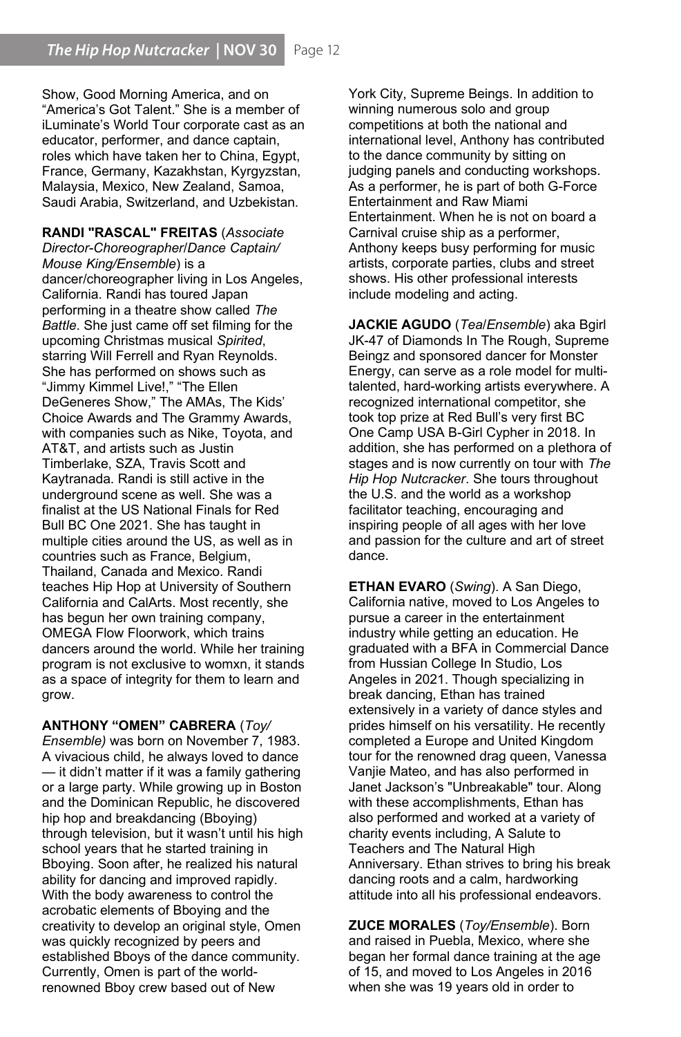Show, Good Morning America, and on "America's Got Talent." She is a member of iLuminate's World Tour corporate cast as an educator, performer, and dance captain, roles which have taken her to China, Egypt, France, Germany, Kazakhstan, Kyrgyzstan, Malaysia, Mexico, New Zealand, Samoa, Saudi Arabia, Switzerland, and Uzbekistan.

**RANDI "RASCAL" FREITAS** (*Associate Director-Choreographer/Dance Captain/ Mouse King/Ensemble*) is a dancer/choreographer living in Los Angeles, California. Randi has toured Japan performing in a theatre show called *The Battle*. She just came off set filming for the upcoming Christmas musical *Spirited*, starring Will Ferrell and Ryan Reynolds. She has performed on shows such as "Jimmy Kimmel Live!," "The Ellen DeGeneres Show," The AMAs, The Kids' Choice Awards and The Grammy Awards, with companies such as Nike, Toyota, and AT&T, and artists such as Justin Timberlake, SZA, Travis Scott and Kaytranada. Randi is still active in the underground scene as well. She was a finalist at the US National Finals for Red Bull BC One 2021. She has taught in multiple cities around the US, as well as in countries such as France, Belgium, Thailand, Canada and Mexico. Randi teaches Hip Hop at University of Southern California and CalArts. Most recently, she has begun her own training company, OMEGA Flow Floorwork, which trains dancers around the world. While her training program is not exclusive to womxn, it stands as a space of integrity for them to learn and grow.

**ANTHONY "OMEN" CABRERA** (*Toy/ Ensemble)* was born on November 7, 1983. A vivacious child, he always loved to dance — it didn't matter if it was a family gathering or a large party. While growing up in Boston and the Dominican Republic, he discovered hip hop and breakdancing (Bboying) through television, but it wasn't until his high school years that he started training in Bboying. Soon after, he realized his natural ability for dancing and improved rapidly. With the body awareness to control the acrobatic elements of Bboying and the creativity to develop an original style, Omen was quickly recognized by peers and established Bboys of the dance community. Currently, Omen is part of the world-renowned Bboy crew based out of New York City, Supreme Beings. In addition to winning numerous solo and group competitions at both the national and international level, Anthony has contributed to the dance community by sitting on judging panels and conducting workshops. As a performer, he is part of both G-Force Entertainment and Raw Miami Entertainment. When he is not on board a Carnival cruise ship as a performer, Anthony keeps busy performing for music artists, corporate parties, clubs and street shows. His other professional interests include modeling and acting.

**JACKIE AGUDO** (*Tea/Ensemble*) aka Bgirl JK-47 of Diamonds In The Rough, Supreme Beingz and sponsored dancer for Monster Energy, can serve as a role model for multi-talented, hard-working artists everywhere. A recognized international competitor, she took top prize at Red Bull's very first BC One Camp USA B-Girl Cypher in 2018. In addition, she has performed on a plethora of stages and is now currently on tour with *The Hip Hop Nutcracker*. She tours throughout the U.S. and the world as a workshop facilitator teaching, encouraging and inspiring people of all ages with her love and passion for the culture and art of street dance.

**ETHAN EVARO** (*Swing*). A San Diego, California native, moved to Los Angeles to pursue a career in the entertainment industry while getting an education. He graduated with a BFA in Commercial Dance from Hussian College In Studio, Los Angeles in 2021. Though specializing in break dancing, Ethan has trained extensively in a variety of dance styles and prides himself on his versatility. He recently completed a Europe and United Kingdom tour for the renowned drag queen, Vanessa Vanjie Mateo, and has also performed in Janet Jackson's "Unbreakable" tour. Along with these accomplishments, Ethan has also performed and worked at a variety of charity events including, A Salute to Teachers and The Natural High Anniversary. Ethan strives to bring his break dancing roots and a calm, hardworking attitude into all his professional endeavors.

**ZUCE MORALES** (*Toy/Ensemble*). Born and raised in Puebla, Mexico, where she began her formal dance training at the age of 15, and moved to Los Angeles in 2016 when she was 19 years old in order to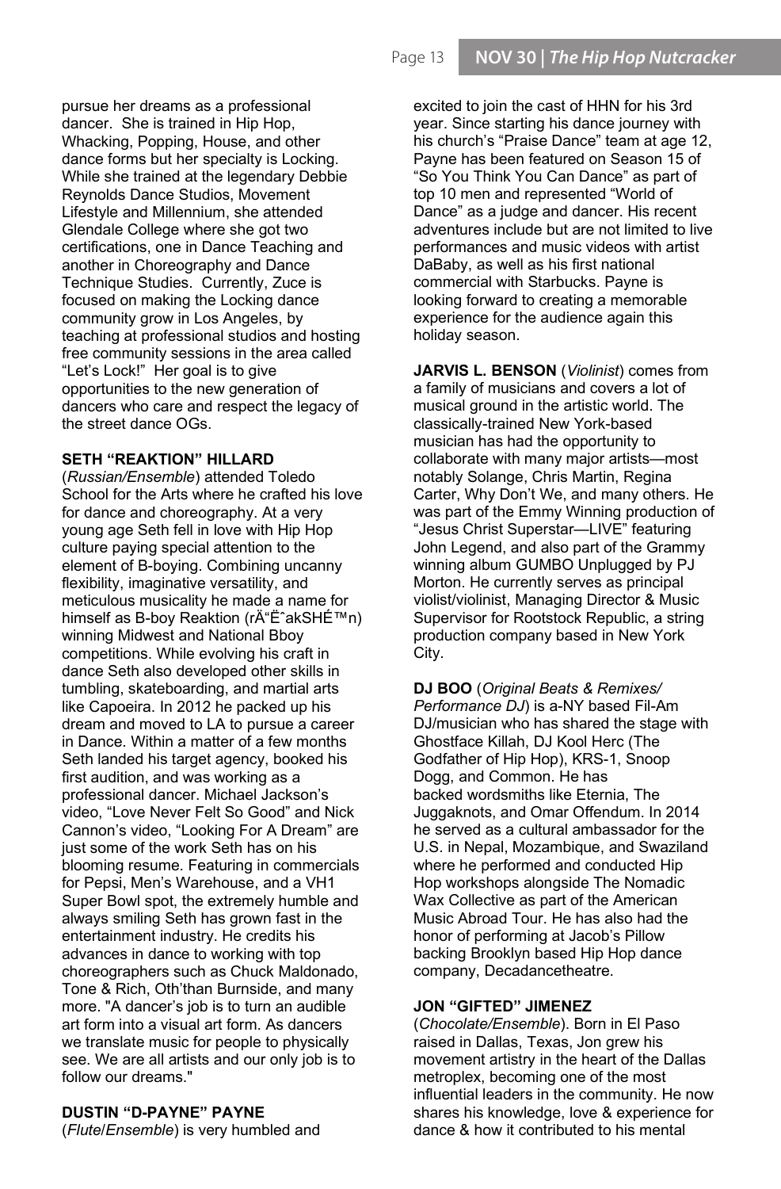pursue her dreams as a professional dancer. She is trained in Hip Hop, Whacking, Popping, House, and other dance forms but her specialty is Locking. While she trained at the legendary Debbie Reynolds Dance Studios, Movement Lifestyle and Millennium, she attended Glendale College where she got two certifications, one in Dance Teaching and another in Choreography and Dance Technique Studies. Currently, Zuce is focused on making the Locking dance community grow in Los Angeles, by teaching at professional studios and hosting free community sessions in the area called "Let's Lock!" Her goal is to give opportunities to the new generation of dancers who care and respect the legacy of the street dance OGs.

**SETH "REAKTION" HILLARD** (*Russian/Ensemble*) attended Toledo School for the Arts where he crafted his love for dance and choreography. At a very young age Seth fell in love with Hip Hop culture paying special attention to the element of B-boying. Combining uncanny flexibility, imaginative versatility, and meticulous musicality he made a name for himself as B-boy Reaktion (rÄ"ËˆakSHÉ™n) winning Midwest and National Bboy competitions. While evolving his craft in dance Seth also developed other skills in tumbling, skateboarding, and martial arts like Capoeira. In 2012 he packed up his dream and moved to LA to pursue a career in Dance. Within a matter of a few months Seth landed his target agency, booked his first audition, and was working as a professional dancer. Michael Jackson's video, "Love Never Felt So Good" and Nick Cannon's video, "Looking For A Dream" are just some of the work Seth has on his blooming resume. Featuring in commercials for Pepsi, Men's Warehouse, and a VH1 Super Bowl spot, the extremely humble and always smiling Seth has grown fast in the entertainment industry. He credits his advances in dance to working with top choreographers such as Chuck Maldonado, Tone & Rich, Oth'than Burnside, and many more. "A dancer's job is to turn an audible art form into a visual art form. As dancers we translate music for people to physically see. We are all artists and our only job is to follow our dreams."

**DUSTIN "D-PAYNE" PAYNE** (*Flute*/*Ensemble*) is very humbled and excited to join the cast of HHN for his 3rd year. Since starting his dance journey with his church's "Praise Dance" team at age 12, Payne has been featured on Season 15 of "So You Think You Can Dance" as part of top 10 men and represented "World of Dance" as a judge and dancer. His recent adventures include but are not limited to live performances and music videos with artist DaBaby, as well as his first national commercial with Starbucks. Payne is looking forward to creating a memorable experience for the audience again this holiday season.

**JARVIS L. BENSON** (*Violinist*) comes from a family of musicians and covers a lot of musical ground in the artistic world. The classically-trained New York-based musician has had the opportunity to collaborate with many major artists—most notably Solange, Chris Martin, Regina Carter, Why Don't We, and many others. He was part of the Emmy Winning production of "Jesus Christ Superstar—LIVE" featuring John Legend, and also part of the Grammy winning album GUMBO Unplugged by PJ Morton. He currently serves as principal violist/violinist, Managing Director & Music Supervisor for Rootstock Republic, a string production company based in New York City.

**DJ BOO** (*Original Beats & Remixes/ Performance DJ*) is a-NY based Fil-Am DJ/musician who has shared the stage with Ghostface Killah, DJ Kool Herc (The Godfather of Hip Hop), KRS-1, Snoop Dogg, and Common. He has backed wordsmiths like Eternia, The Juggaknots, and Omar Offendum. In 2014 he served as a cultural ambassador for the U.S. in Nepal, Mozambique, and Swaziland where he performed and conducted Hip Hop workshops alongside The Nomadic Wax Collective as part of the American Music Abroad Tour. He has also had the honor of performing at Jacob's Pillow backing Brooklyn based Hip Hop dance company, Decadancetheatre.

**JON "GIFTED" JIMENEZ** (*Chocolate/Ensemble*). Born in El Paso raised in Dallas, Texas, Jon grew his movement artistry in the heart of the Dallas metroplex, becoming one of the most influential leaders in the community. He now shares his knowledge, love & experience for dance & how it contributed to his mental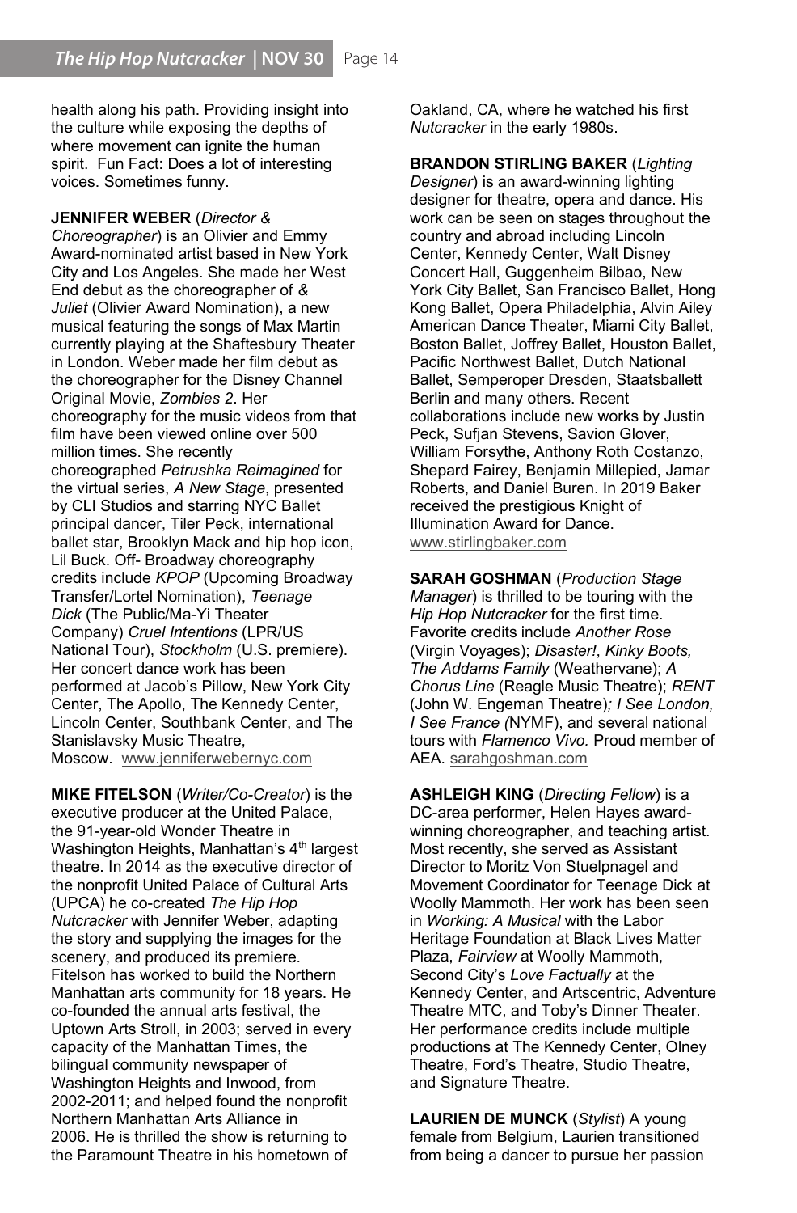health along his path. Providing insight into the culture while exposing the depths of where movement can ignite the human spirit. Fun Fact: Does a lot of interesting voices. Sometimes funny.

**JENNIFER WEBER** (*Director & Choreographer*) is an Olivier and Emmy Award-nominated artist based in New York City and Los Angeles. She made her West End debut as the choreographer of *& Juliet* (Olivier Award Nomination), a new musical featuring the songs of Max Martin currently playing at the Shaftesbury Theater in London. Weber made her film debut as the choreographer for the Disney Channel Original Movie, *Zombies 2*. Her choreography for the music videos from that film have been viewed online over 500 million times. She recently choreographed *Petrushka Reimagined* for the virtual series, *A New Stage*, presented by CLI Studios and starring NYC Ballet principal dancer, Tiler Peck, international ballet star, Brooklyn Mack and hip hop icon, Lil Buck. Off- Broadway choreography credits include *KPOP* (Upcoming Broadway Transfer/Lortel Nomination), *Teenage Dick* (The Public/Ma-Yi Theater Company) *Cruel Intentions* (LPR/US National Tour), *Stockholm* (U.S. premiere). Her concert dance work has been performed at Jacob's Pillow, New York City Center, The Apollo, The Kennedy Center, Lincoln Center, Southbank Center, and The Stanislavsky Music Theatre, Moscow. www.jenniferwebernyc.com

**MIKE FITELSON** (*Writer/Co-Creator*) is the executive producer at the United Palace, the 91-year-old Wonder Theatre in Washington Heights, Manhattan's 4th largest theatre. In 2014 as the executive director of the nonprofit United Palace of Cultural Arts (UPCA) he co-created *The Hip Hop Nutcracker* with Jennifer Weber, adapting the story and supplying the images for the scenery, and produced its premiere. Fitelson has worked to build the Northern Manhattan arts community for 18 years. He co-founded the annual arts festival, the Uptown Arts Stroll, in 2003; served in every capacity of the Manhattan Times, the bilingual community newspaper of Washington Heights and Inwood, from 2002-2011; and helped found the nonprofit Northern Manhattan Arts Alliance in 2006. He is thrilled the show is returning to the Paramount Theatre in his hometown of Oakland, CA, where he watched his first *Nutcracker* in the early 1980s.

**BRANDON STIRLING BAKER** (*Lighting Designer*) is an award-winning lighting designer for theatre, opera and dance. His work can be seen on stages throughout the country and abroad including Lincoln Center, Kennedy Center, Walt Disney Concert Hall, Guggenheim Bilbao, New York City Ballet, San Francisco Ballet, Hong Kong Ballet, Opera Philadelphia, Alvin Ailey American Dance Theater, Miami City Ballet, Boston Ballet, Joffrey Ballet, Houston Ballet, Pacific Northwest Ballet, Dutch National Ballet, Semperoper Dresden, Staatsballett Berlin and many others. Recent collaborations include new works by Justin Peck, Sufjan Stevens, Savion Glover, William Forsythe, Anthony Roth Costanzo, Shepard Fairey, Benjamin Millepied, Jamar Roberts, and Daniel Buren. In 2019 Baker received the prestigious Knight of Illumination Award for Dance. www.stirlingbaker.com

**SARAH GOSHMAN** (*Production Stage Manager*) is thrilled to be touring with the *Hip Hop Nutcracker* for the first time. Favorite credits include *Another Rose* (Virgin Voyages); *Disaster!*, *Kinky Boots, The Addams Family* (Weathervane); *A Chorus Line* (Reagle Music Theatre); *RENT* (John W. Engeman Theatre)*; I See London, I See France (*NYMF), and several national tours with *Flamenco Vivo.* Proud member of AEA. sarahgoshman.com

**ASHLEIGH KING** (*Directing Fellow*) is a DC-area performer, Helen Hayes award-winning choreographer, and teaching artist. Most recently, she served as Assistant Director to Moritz Von Stuelpnagel and Movement Coordinator for Teenage Dick at Woolly Mammoth. Her work has been seen in *Working: A Musical* with the Labor Heritage Foundation at Black Lives Matter Plaza, *Fairview* at Woolly Mammoth, Second City's *Love Factually* at the Kennedy Center, and Artscentric, Adventure Theatre MTC, and Toby's Dinner Theater. Her performance credits include multiple productions at The Kennedy Center, Olney Theatre, Ford's Theatre, Studio Theatre, and Signature Theatre.

**LAURIEN DE MUNCK** (*Stylist*) A young female from Belgium, Laurien transitioned from being a dancer to pursue her passion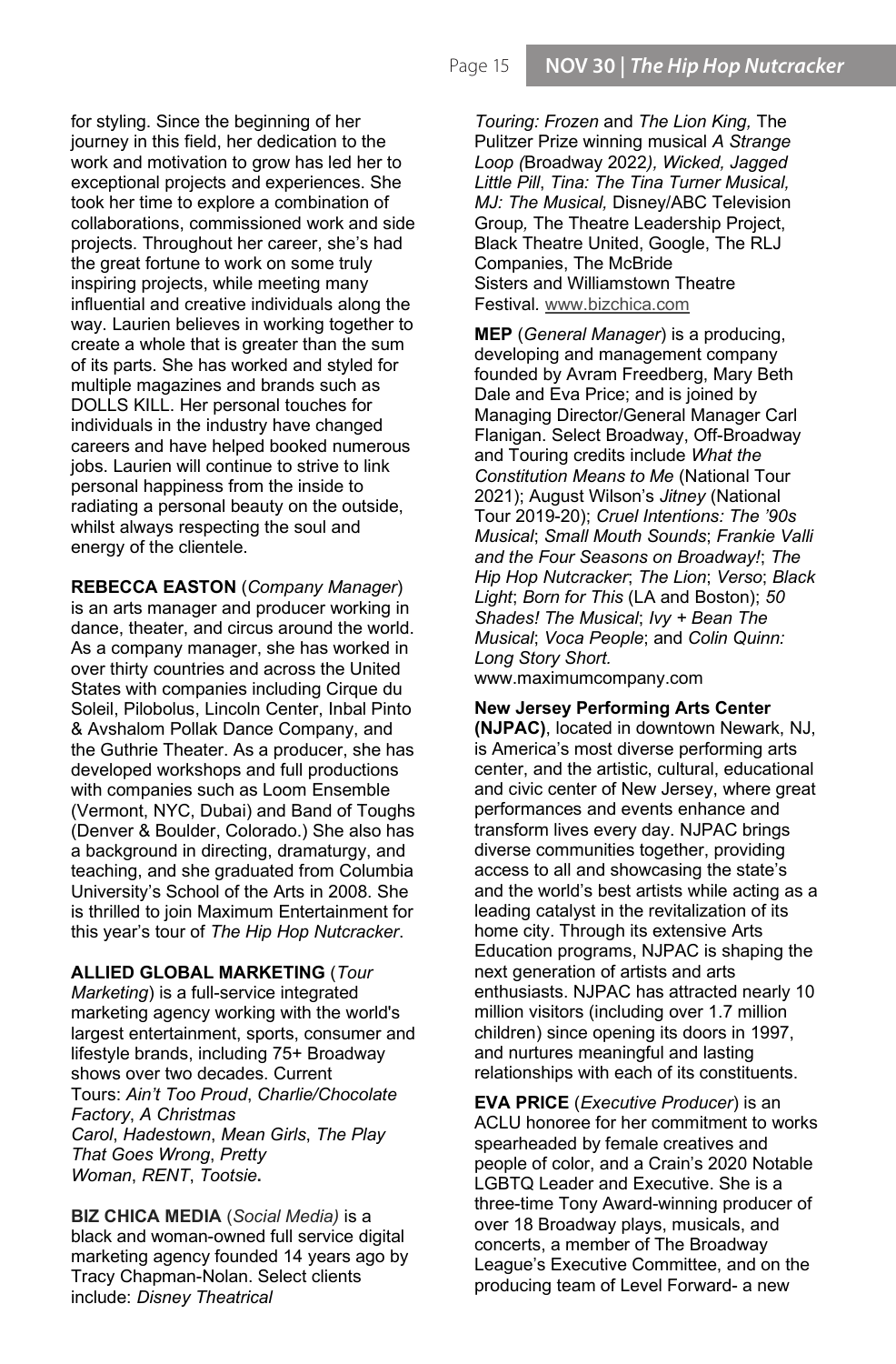for styling. Since the beginning of her journey in this field, her dedication to the work and motivation to grow has led her to exceptional projects and experiences. She took her time to explore a combination of collaborations, commissioned work and side projects. Throughout her career, she's had the great fortune to work on some truly inspiring projects, while meeting many influential and creative individuals along the way. Laurien believes in working together to create a whole that is greater than the sum of its parts. She has worked and styled for multiple magazines and brands such as DOLLS KILL. Her personal touches for individuals in the industry have changed careers and have helped booked numerous jobs. Laurien will continue to strive to link personal happiness from the inside to radiating a personal beauty on the outside, whilst always respecting the soul and energy of the clientele.

**REBECCA EASTON** (*Company Manager*) is an arts manager and producer working in dance, theater, and circus around the world. As a company manager, she has worked in over thirty countries and across the United States with companies including Cirque du Soleil, Pilobolus, Lincoln Center, Inbal Pinto & Avshalom Pollak Dance Company, and the Guthrie Theater. As a producer, she has developed workshops and full productions with companies such as Loom Ensemble (Vermont, NYC, Dubai) and Band of Toughs (Denver & Boulder, Colorado.) She also has a background in directing, dramaturgy, and teaching, and she graduated from Columbia University's School of the Arts in 2008. She is thrilled to join Maximum Entertainment for this year's tour of *The Hip Hop Nutcracker*.

**ALLIED GLOBAL MARKETING** (*Tour Marketing*) is a full-service integrated marketing agency working with the world's largest entertainment, sports, consumer and lifestyle brands, including 75+ Broadway shows over two decades. Current Tours: *Ain't Too Proud*, *Charlie/Chocolate Factory*, *A Christmas Carol*, *Hadestown*, *Mean Girls*, *The Play That Goes Wrong*, *Pretty Woman*, *RENT*, *Tootsie***.**

**BIZ CHICA MEDIA** (*Social Media)* is a black and woman-owned full service digital marketing agency founded 14 years ago by Tracy Chapman-Nolan. Select clients include: *Disney Theatrical Touring: Frozen* and *The Lion King,* The Pulitzer Prize winning musical *A Strange Loop (*Broadway 2022*), Wicked, Jagged Little Pill*, *Tina: The Tina Turner Musical, MJ: The Musical,* Disney/ABC Television Group*,* The Theatre Leadership Project, Black Theatre United, Google, The RLJ Companies, The McBride Sisters and Williamstown Theatre Festival. www.bizchica.com

**MEP** (*General Manager*) is a producing, developing and management company founded by Avram Freedberg, Mary Beth Dale and Eva Price; and is joined by Managing Director/General Manager Carl Flanigan. Select Broadway, Off-Broadway and Touring credits include *What the Constitution Means to Me* (National Tour 2021); August Wilson's *Jitney* (National Tour 2019-20); *Cruel Intentions: The '90s Musical*; *Small Mouth Sounds*; *Frankie Valli and the Four Seasons on Broadway!*; *The Hip Hop Nutcracker*; *The Lion*; *Verso*; *Black Light*; *Born for This* (LA and Boston); *50 Shades! The Musical*; *Ivy + Bean The Musical*; *Voca People*; and *Colin Quinn: Long Story Short.* www.maximumcompany.com

**New Jersey Performing Arts Center (NJPAC)**, located in downtown Newark, NJ, is America's most diverse performing arts center, and the artistic, cultural, educational and civic center of New Jersey, where great performances and events enhance and transform lives every day. NJPAC brings diverse communities together, providing access to all and showcasing the state's and the world's best artists while acting as a leading catalyst in the revitalization of its home city. Through its extensive Arts Education programs, NJPAC is shaping the next generation of artists and arts enthusiasts. NJPAC has attracted nearly 10 million visitors (including over 1.7 million children) since opening its doors in 1997, and nurtures meaningful and lasting relationships with each of its constituents.

**EVA PRICE** (*Executive Producer*) is an ACLU honoree for her commitment to works spearheaded by female creatives and people of color, and a Crain's 2020 Notable LGBTQ Leader and Executive. She is a three-time Tony Award-winning producer of over 18 Broadway plays, musicals, and concerts, a member of The Broadway League's Executive Committee, and on the producing team of Level Forward- a new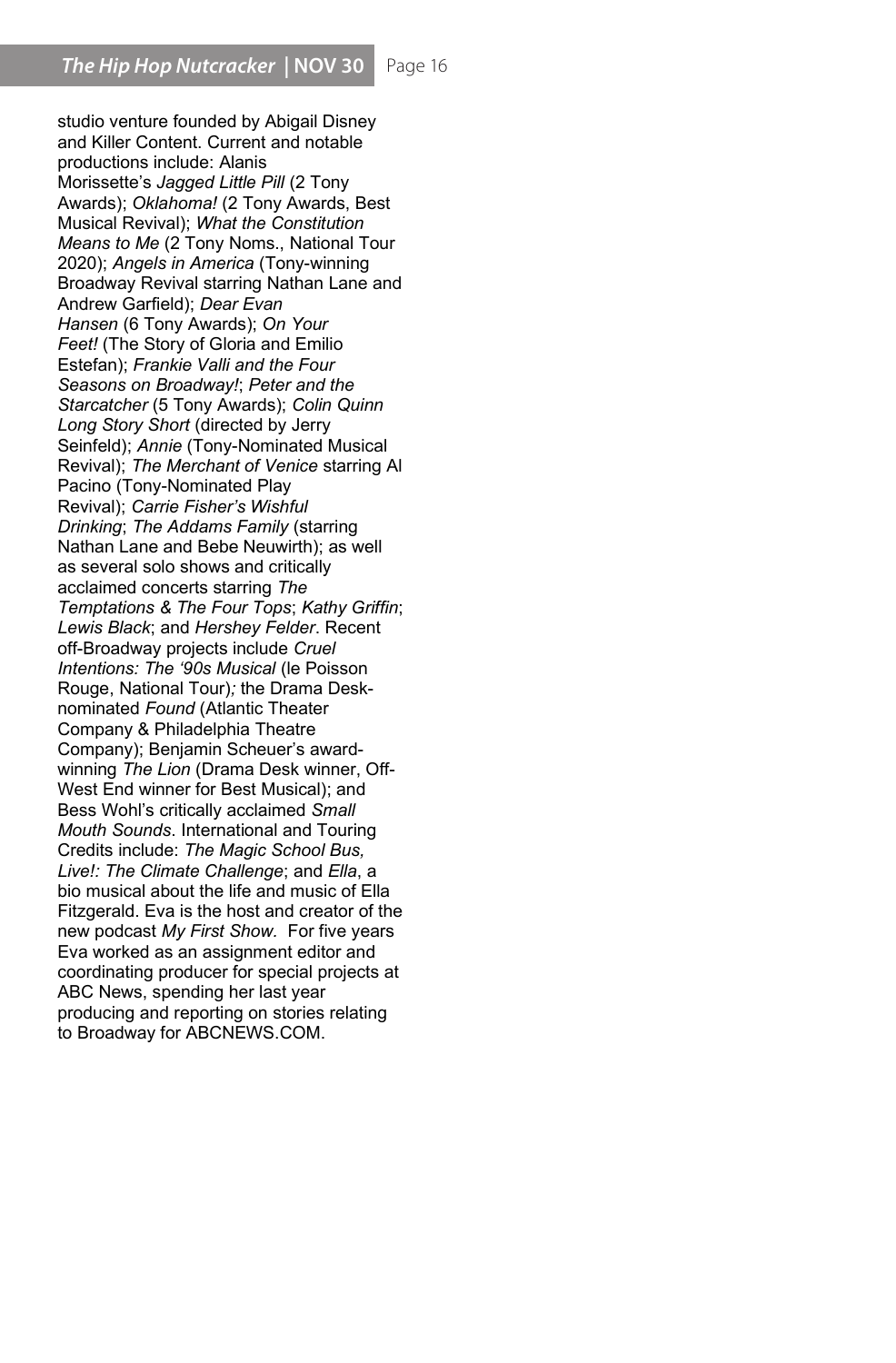studio venture founded by Abigail Disney and Killer Content. Current and notable productions include: Alanis Morissette's *Jagged Little Pill* (2 Tony Awards); *Oklahoma!* (2 Tony Awards, Best Musical Revival); *What the Constitution Means to Me* (2 Tony Noms., National Tour 2020); *Angels in America* (Tony-winning Broadway Revival starring Nathan Lane and Andrew Garfield); *Dear Evan Hansen* (6 Tony Awards); *On Your Feet!* (The Story of Gloria and Emilio Estefan); *Frankie Valli and the Four Seasons on Broadway!*; *Peter and the Starcatcher* (5 Tony Awards); *Colin Quinn Long Story Short* (directed by Jerry Seinfeld); *Annie* (Tony-Nominated Musical Revival); *The Merchant of Venice* starring Al Pacino (Tony-Nominated Play Revival); *Carrie Fisher's Wishful Drinking*; *The Addams Family* (starring Nathan Lane and Bebe Neuwirth); as well as several solo shows and critically acclaimed concerts starring *The Temptations & The Four Tops*; *Kathy Griffin*; *Lewis Black*; and *Hershey Felder*. Recent off-Broadway projects include *Cruel Intentions: The '90s Musical* (le Poisson Rouge, National Tour)*;* the Drama Desk-nominated *Found* (Atlantic Theater Company & Philadelphia Theatre Company); Benjamin Scheuer's award-winning *The Lion* (Drama Desk winner, Off-West End winner for Best Musical); and Bess Wohl's critically acclaimed *Small Mouth Sounds*. International and Touring Credits include: *The Magic School Bus, Live!: The Climate Challenge*; and *Ella*, a bio musical about the life and music of Ella Fitzgerald. Eva is the host and creator of the new podcast *My First Show.* For five years Eva worked as an assignment editor and coordinating producer for special projects at ABC News, spending her last year producing and reporting on stories relating to Broadway for ABCNEWS.COM.